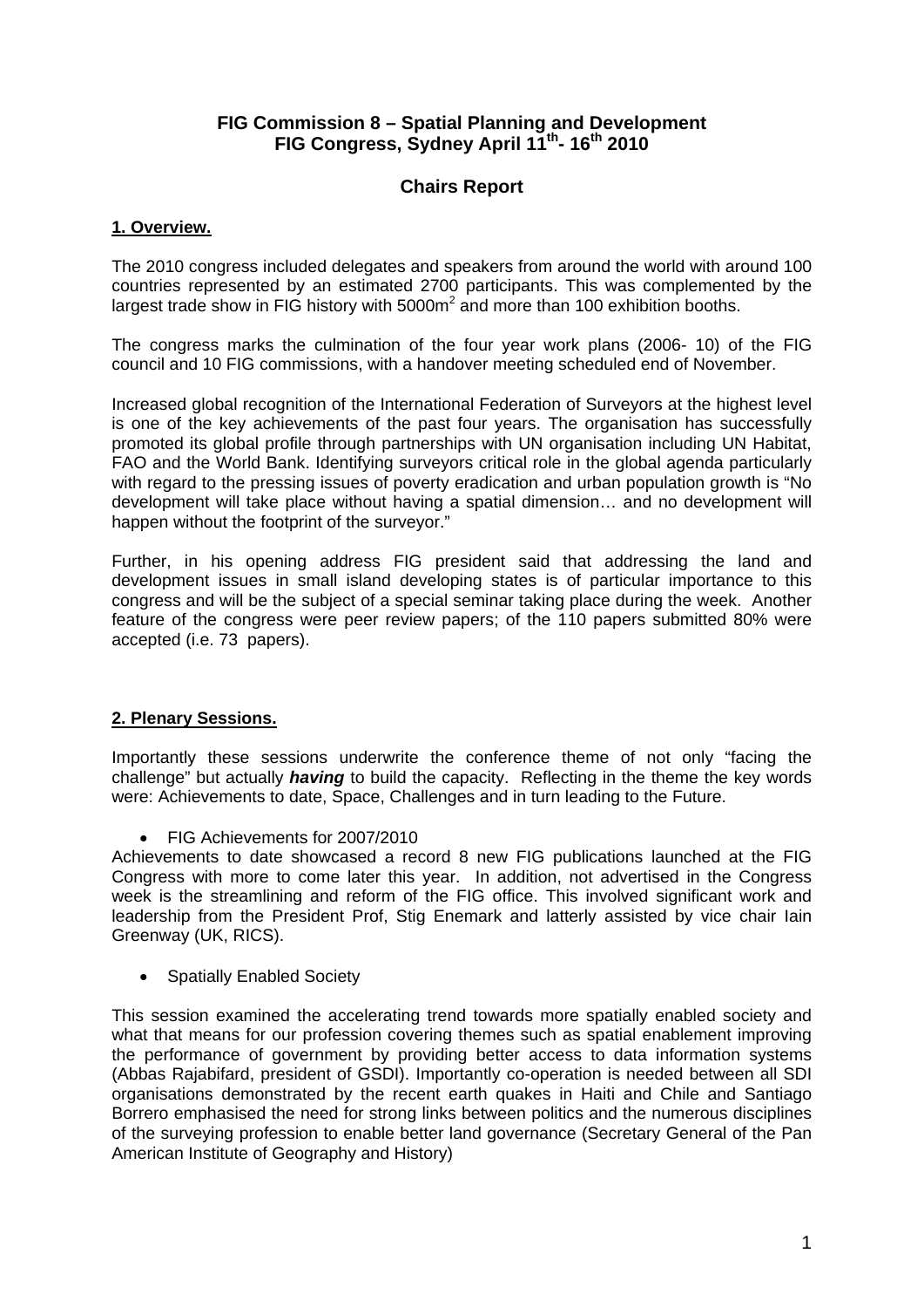# FIG Commission 8 – Spatial Planning and Development
# FIG Congress, Sydney April 11th- 16th 2010

## Chairs Report

### 1. Overview.

The 2010 congress included delegates and speakers from around the world with around 100 countries represented by an estimated 2700 participants. This was complemented by the largest trade show in FIG history with 5000m$^2$ and more than 100 exhibition booths.

The congress marks the culmination of the four year work plans (2006- 10) of the FIG council and 10 FIG commissions, with a handover meeting scheduled end of November.

Increased global recognition of the International Federation of Surveyors at the highest level is one of the key achievements of the past four years. The organisation has successfully promoted its global profile through partnerships with UN organisation including UN Habitat, FAO and the World Bank. Identifying surveyors critical role in the global agenda particularly with regard to the pressing issues of poverty eradication and urban population growth is "No development will take place without having a spatial dimension… and no development will happen without the footprint of the surveyor."

Further, in his opening address FIG president said that addressing the land and development issues in small island developing states is of particular importance to this congress and will be the subject of a special seminar taking place during the week. Another feature of the congress were peer review papers; of the 110 papers submitted 80% were accepted (i.e. 73 papers).

### 2. Plenary Sessions.

Importantly these sessions underwrite the conference theme of not only "facing the challenge" but actually ***having*** to build the capacity. Reflecting in the theme the key words were: Achievements to date, Space, Challenges and in turn leading to the Future.

- FIG Achievements for 2007/2010

Achievements to date showcased a record 8 new FIG publications launched at the FIG Congress with more to come later this year. In addition, not advertised in the Congress week is the streamlining and reform of the FIG office. This involved significant work and leadership from the President Prof, Stig Enemark and latterly assisted by vice chair Iain Greenway (UK, RICS).

- Spatially Enabled Society

This session examined the accelerating trend towards more spatially enabled society and what that means for our profession covering themes such as spatial enablement improving the performance of government by providing better access to data information systems (Abbas Rajabifard, president of GSDI). Importantly co-operation is needed between all SDI organisations demonstrated by the recent earth quakes in Haiti and Chile and Santiago Borrero emphasised the need for strong links between politics and the numerous disciplines of the surveying profession to enable better land governance (Secretary General of the Pan American Institute of Geography and History)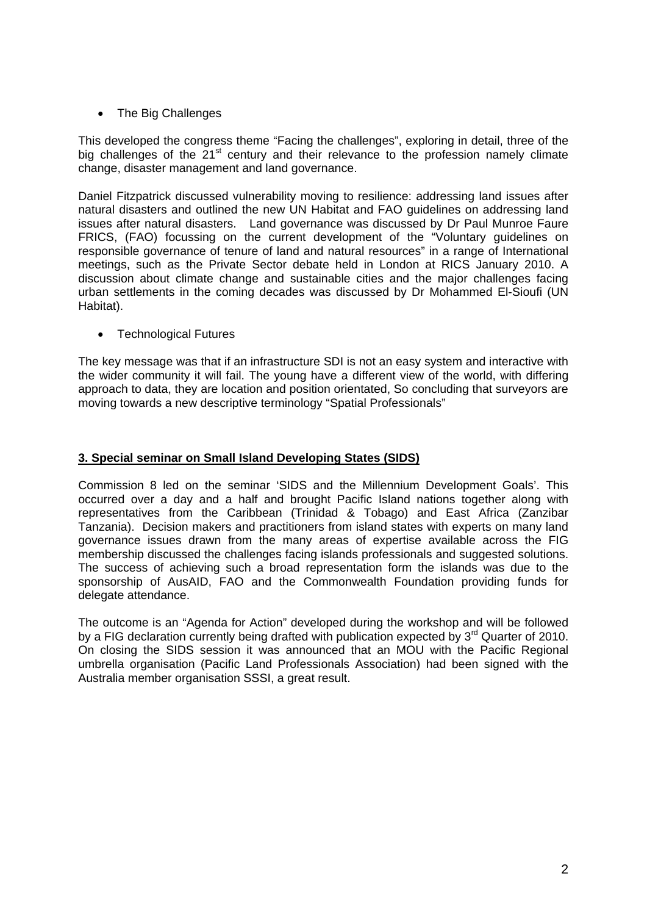- The Big Challenges

This developed the congress theme "Facing the challenges", exploring in detail, three of the big challenges of the 21st century and their relevance to the profession namely climate change, disaster management and land governance.

Daniel Fitzpatrick discussed vulnerability moving to resilience: addressing land issues after natural disasters and outlined the new UN Habitat and FAO guidelines on addressing land issues after natural disasters. Land governance was discussed by Dr Paul Munroe Faure FRICS, (FAO) focussing on the current development of the "Voluntary guidelines on responsible governance of tenure of land and natural resources" in a range of International meetings, such as the Private Sector debate held in London at RICS January 2010. A discussion about climate change and sustainable cities and the major challenges facing urban settlements in the coming decades was discussed by Dr Mohammed El-Sioufi (UN Habitat).

- Technological Futures

The key message was that if an infrastructure SDI is not an easy system and interactive with the wider community it will fail. The young have a different view of the world, with differing approach to data, they are location and position orientated, So concluding that surveyors are moving towards a new descriptive terminology "Spatial Professionals"

## 3. Special seminar on Small Island Developing States (SIDS)

Commission 8 led on the seminar 'SIDS and the Millennium Development Goals'. This occurred over a day and a half and brought Pacific Island nations together along with representatives from the Caribbean (Trinidad & Tobago) and East Africa (Zanzibar Tanzania). Decision makers and practitioners from island states with experts on many land governance issues drawn from the many areas of expertise available across the FIG membership discussed the challenges facing islands professionals and suggested solutions. The success of achieving such a broad representation form the islands was due to the sponsorship of AusAID, FAO and the Commonwealth Foundation providing funds for delegate attendance.

The outcome is an "Agenda for Action" developed during the workshop and will be followed by a FIG declaration currently being drafted with publication expected by 3rd Quarter of 2010. On closing the SIDS session it was announced that an MOU with the Pacific Regional umbrella organisation (Pacific Land Professionals Association) had been signed with the Australia member organisation SSSI, a great result.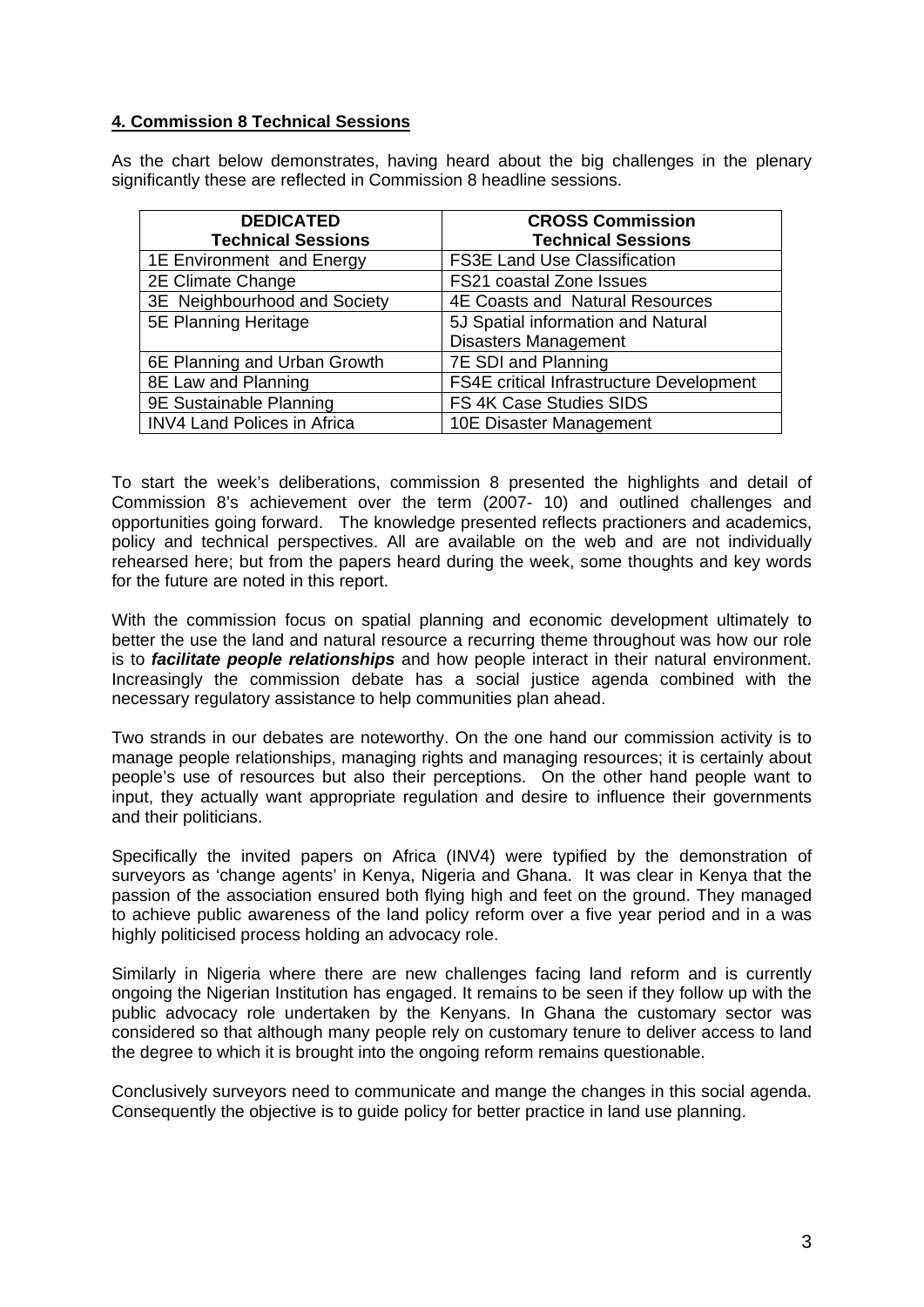## 4. Commission 8 Technical Sessions

As the chart below demonstrates, having heard about the big challenges in the plenary significantly these are reflected in Commission 8 headline sessions.

| DEDICATED Technical Sessions | CROSS Commission Technical Sessions |
|---|---|
| 1E Environment and Energy | FS3E Land Use Classification |
| 2E Climate Change | FS21 coastal Zone Issues |
| 3E Neighbourhood and Society | 4E Coasts and Natural Resources |
| 5E Planning Heritage | 5J Spatial information and Natural Disasters Management |
| 6E Planning and Urban Growth | 7E SDI and Planning |
| 8E Law and Planning | FS4E critical Infrastructure Development |
| 9E Sustainable Planning | FS 4K Case Studies SIDS |
| INV4 Land Polices in Africa | 10E Disaster Management |

To start the week's deliberations, commission 8 presented the highlights and detail of Commission 8's achievement over the term (2007- 10) and outlined challenges and opportunities going forward. The knowledge presented reflects practioners and academics, policy and technical perspectives. All are available on the web and are not individually rehearsed here; but from the papers heard during the week, some thoughts and key words for the future are noted in this report.

With the commission focus on spatial planning and economic development ultimately to better the use the land and natural resource a recurring theme throughout was how our role is to ***facilitate people relationships*** and how people interact in their natural environment. Increasingly the commission debate has a social justice agenda combined with the necessary regulatory assistance to help communities plan ahead.

Two strands in our debates are noteworthy. On the one hand our commission activity is to manage people relationships, managing rights and managing resources; it is certainly about people's use of resources but also their perceptions. On the other hand people want to input, they actually want appropriate regulation and desire to influence their governments and their politicians.

Specifically the invited papers on Africa (INV4) were typified by the demonstration of surveyors as 'change agents' in Kenya, Nigeria and Ghana. It was clear in Kenya that the passion of the association ensured both flying high and feet on the ground. They managed to achieve public awareness of the land policy reform over a five year period and in a was highly politicised process holding an advocacy role.

Similarly in Nigeria where there are new challenges facing land reform and is currently ongoing the Nigerian Institution has engaged. It remains to be seen if they follow up with the public advocacy role undertaken by the Kenyans. In Ghana the customary sector was considered so that although many people rely on customary tenure to deliver access to land the degree to which it is brought into the ongoing reform remains questionable.

Conclusively surveyors need to communicate and mange the changes in this social agenda. Consequently the objective is to guide policy for better practice in land use planning.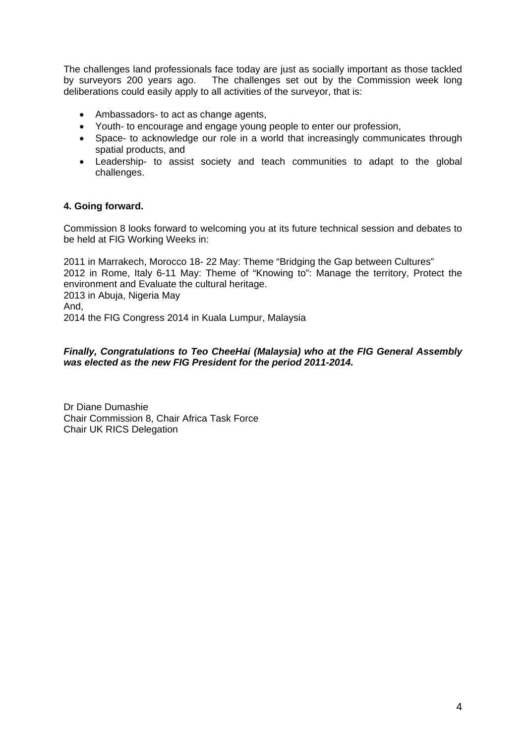The challenges land professionals face today are just as socially important as those tackled by surveyors 200 years ago. The challenges set out by the Commission week long deliberations could easily apply to all activities of the surveyor, that is:

- Ambassadors- to act as change agents,
- Youth- to encourage and engage young people to enter our profession,
- Space- to acknowledge our role in a world that increasingly communicates through spatial products, and
- Leadership- to assist society and teach communities to adapt to the global challenges.

**4. Going forward.**

Commission 8 looks forward to welcoming you at its future technical session and debates to be held at FIG Working Weeks in:

2011 in Marrakech, Morocco 18- 22 May: Theme "Bridging the Gap between Cultures"
2012 in Rome, Italy 6-11 May: Theme of "Knowing to": Manage the territory, Protect the environment and Evaluate the cultural heritage.
2013 in Abuja, Nigeria May
And,
2014 the FIG Congress 2014 in Kuala Lumpur, Malaysia

***Finally, Congratulations to Teo CheeHai (Malaysia) who at the FIG General Assembly was elected as the new FIG President for the period 2011-2014.***

Dr Diane Dumashie
Chair Commission 8, Chair Africa Task Force
Chair UK RICS Delegation